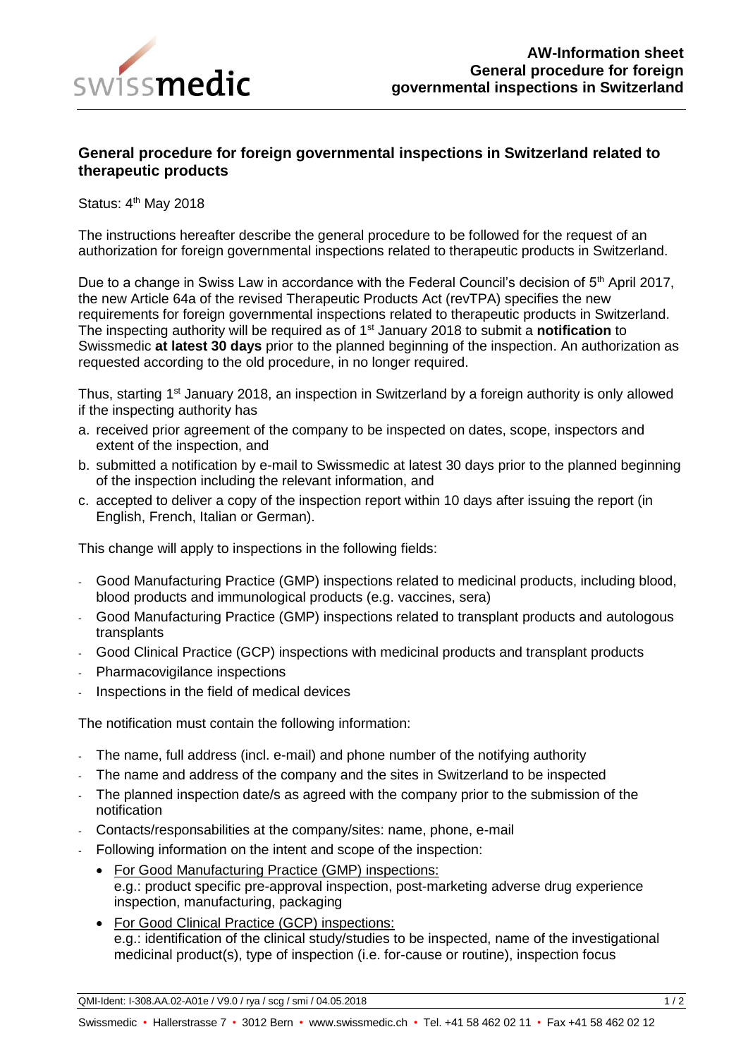# General procedure for foreign governmental inspections in Switzerland related to therapeutic products

Status: 4th May 2018

The instructions hereafter describe the general procedure to be followed for the request of an authorization for foreign governmental inspections related to therapeutic products in Switzerland.

Due to a change in Swiss Law in accordance with the Federal Council's decision of 5th April 2017, the new Article 64a of the revised Therapeutic Products Act (revTPA) specifies the new requirements for foreign governmental inspections related to therapeutic products in Switzerland. The inspecting authority will be required as of 1st January 2018 to submit a **notification** to Swissmedic **at latest 30 days** prior to the planned beginning of the inspection. An authorization as requested according to the old procedure, in no longer required.

Thus, starting 1st January 2018, an inspection in Switzerland by a foreign authority is only allowed if the inspecting authority has

a. received prior agreement of the company to be inspected on dates, scope, inspectors and extent of the inspection, and
b. submitted a notification by e-mail to Swissmedic at latest 30 days prior to the planned beginning of the inspection including the relevant information, and
c. accepted to deliver a copy of the inspection report within 10 days after issuing the report (in English, French, Italian or German).

This change will apply to inspections in the following fields:

- Good Manufacturing Practice (GMP) inspections related to medicinal products, including blood, blood products and immunological products (e.g. vaccines, sera)
- Good Manufacturing Practice (GMP) inspections related to transplant products and autologous transplants
- Good Clinical Practice (GCP) inspections with medicinal products and transplant products
- Pharmacovigilance inspections
- Inspections in the field of medical devices

The notification must contain the following information:

- The name, full address (incl. e-mail) and phone number of the notifying authority
- The name and address of the company and the sites in Switzerland to be inspected
- The planned inspection date/s as agreed with the company prior to the submission of the notification
- Contacts/responsabilities at the company/sites: name, phone, e-mail
- Following information on the intent and scope of the inspection:
  - For Good Manufacturing Practice (GMP) inspections:
    e.g.: product specific pre-approval inspection, post-marketing adverse drug experience inspection, manufacturing, packaging
  - For Good Clinical Practice (GCP) inspections:
    e.g.: identification of the clinical study/studies to be inspected, name of the investigational medicinal product(s), type of inspection (i.e. for-cause or routine), inspection focus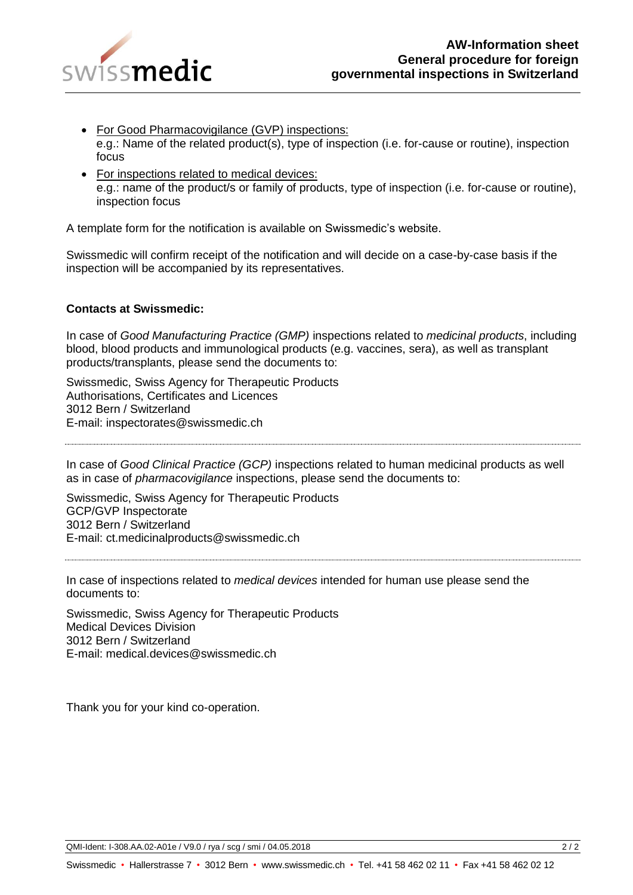- For Good Pharmacovigilance (GVP) inspections:
  e.g.: Name of the related product(s), type of inspection (i.e. for-cause or routine), inspection focus
- For inspections related to medical devices:
  e.g.: name of the product/s or family of products, type of inspection (i.e. for-cause or routine), inspection focus

A template form for the notification is available on Swissmedic's website.

Swissmedic will confirm receipt of the notification and will decide on a case-by-case basis if the inspection will be accompanied by its representatives.

**Contacts at Swissmedic:**

In case of *Good Manufacturing Practice (GMP)* inspections related to *medicinal products*, including blood, blood products and immunological products (e.g. vaccines, sera), as well as transplant products/transplants, please send the documents to:

Swissmedic, Swiss Agency for Therapeutic Products
Authorisations, Certificates and Licences
3012 Bern / Switzerland
E-mail: inspectorates@swissmedic.ch

---

In case of *Good Clinical Practice (GCP)* inspections related to human medicinal products as well as in case of *pharmacovigilance* inspections, please send the documents to:

Swissmedic, Swiss Agency for Therapeutic Products
GCP/GVP Inspectorate
3012 Bern / Switzerland
E-mail: ct.medicinalproducts@swissmedic.ch

---

In case of inspections related to *medical devices* intended for human use please send the documents to:

Swissmedic, Swiss Agency for Therapeutic Products
Medical Devices Division
3012 Bern / Switzerland
E-mail: medical.devices@swissmedic.ch

Thank you for your kind co-operation.